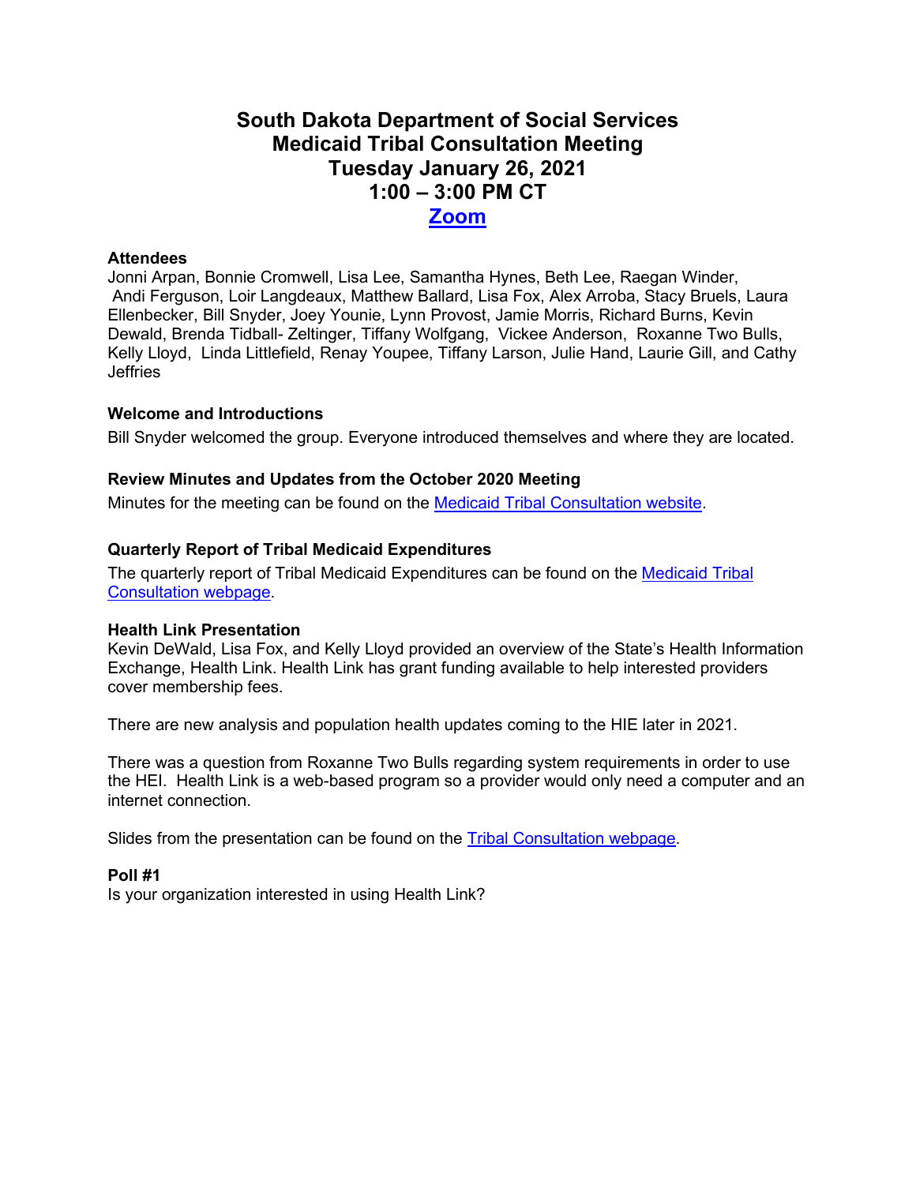# South Dakota Department of Social Services
# Medicaid Tribal Consultation Meeting
# Tuesday January 26, 2021
# 1:00 – 3:00 PM CT
# [Zoom]

**Attendees**

Jonni Arpan, Bonnie Cromwell, Lisa Lee, Samantha Hynes, Beth Lee, Raegan Winder, Andi Ferguson, Loir Langdeaux, Matthew Ballard, Lisa Fox, Alex Arroba, Stacy Bruels, Laura Ellenbecker, Bill Snyder, Joey Younie, Lynn Provost, Jamie Morris, Richard Burns, Kevin Dewald, Brenda Tidball- Zeltinger, Tiffany Wolfgang, Vickee Anderson, Roxanne Two Bulls, Kelly Lloyd, Linda Littlefield, Renay Youpee, Tiffany Larson, Julie Hand, Laurie Gill, and Cathy Jeffries

**Welcome and Introductions**

Bill Snyder welcomed the group. Everyone introduced themselves and where they are located.

**Review Minutes and Updates from the October 2020 Meeting**

Minutes for the meeting can be found on the [Medicaid Tribal Consultation website].

**Quarterly Report of Tribal Medicaid Expenditures**

The quarterly report of Tribal Medicaid Expenditures can be found on the [Medicaid Tribal Consultation webpage].

**Health Link Presentation**

Kevin DeWald, Lisa Fox, and Kelly Lloyd provided an overview of the State's Health Information Exchange, Health Link. Health Link has grant funding available to help interested providers cover membership fees.

There are new analysis and population health updates coming to the HIE later in 2021.

There was a question from Roxanne Two Bulls regarding system requirements in order to use the HEI. Health Link is a web-based program so a provider would only need a computer and an internet connection.

Slides from the presentation can be found on the [Tribal Consultation webpage].

**Poll #1**

Is your organization interested in using Health Link?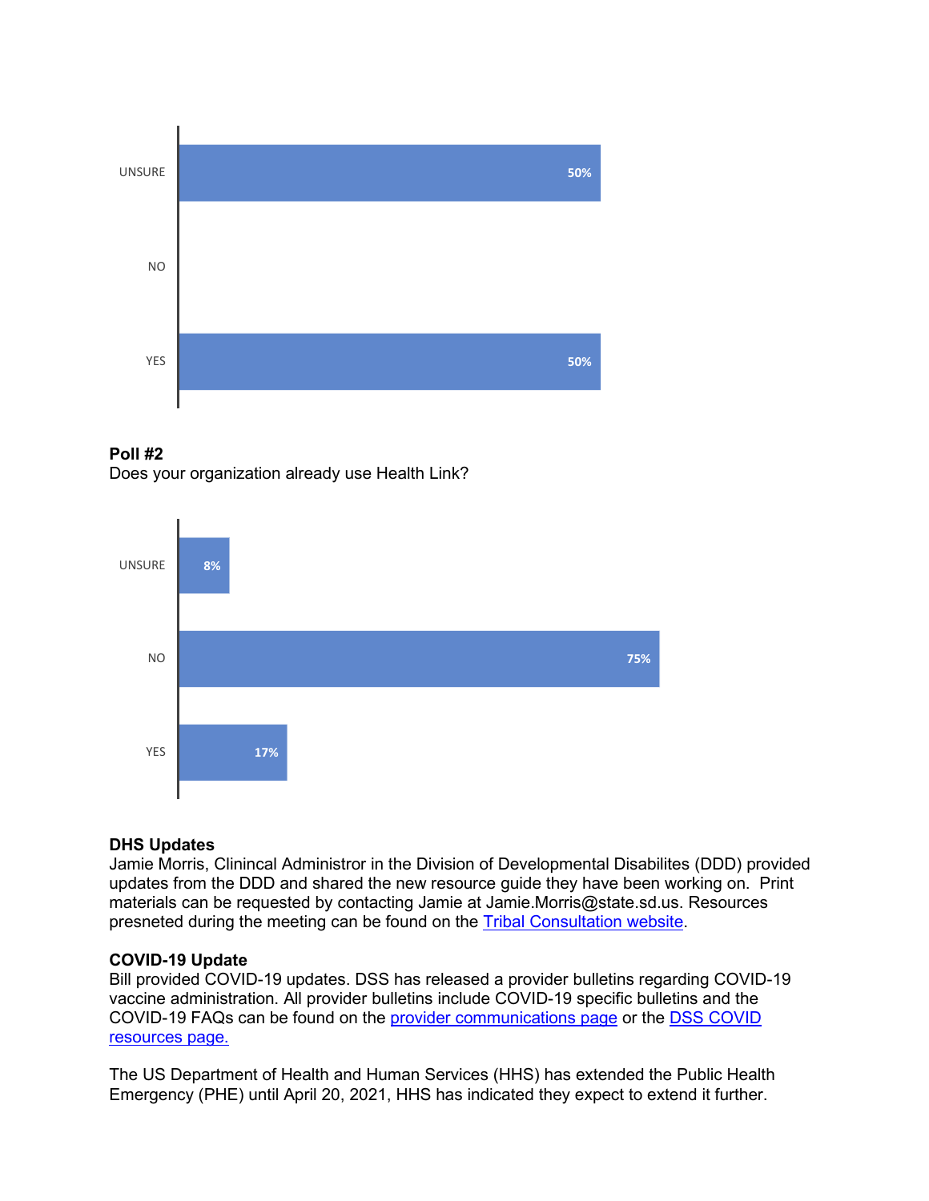| Response | Percentage |
| --- | --- |
| UNSURE | 50% |
| NO | |
| YES | 50% |

**Poll #2**
Does your organization already use Health Link?

| Response | Percentage |
| --- | --- |
| UNSURE | 8% |
| NO | 75% |
| YES | 17% |

**DHS Updates**
Jamie Morris, Clinincal Administror in the Division of Developmental Disabilites (DDD) provided updates from the DDD and shared the new resource guide they have been working on. Print materials can be requested by contacting Jamie at Jamie.Morris@state.sd.us. Resources presneted during the meeting can be found on the Tribal Consultation website.

**COVID-19 Update**
Bill provided COVID-19 updates. DSS has released a provider bulletins regarding COVID-19 vaccine administration. All provider bulletins include COVID-19 specific bulletins and the COVID-19 FAQs can be found on the provider communications page or the DSS COVID resources page.

The US Department of Health and Human Services (HHS) has extended the Public Health Emergency (PHE) until April 20, 2021, HHS has indicated they expect to extend it further.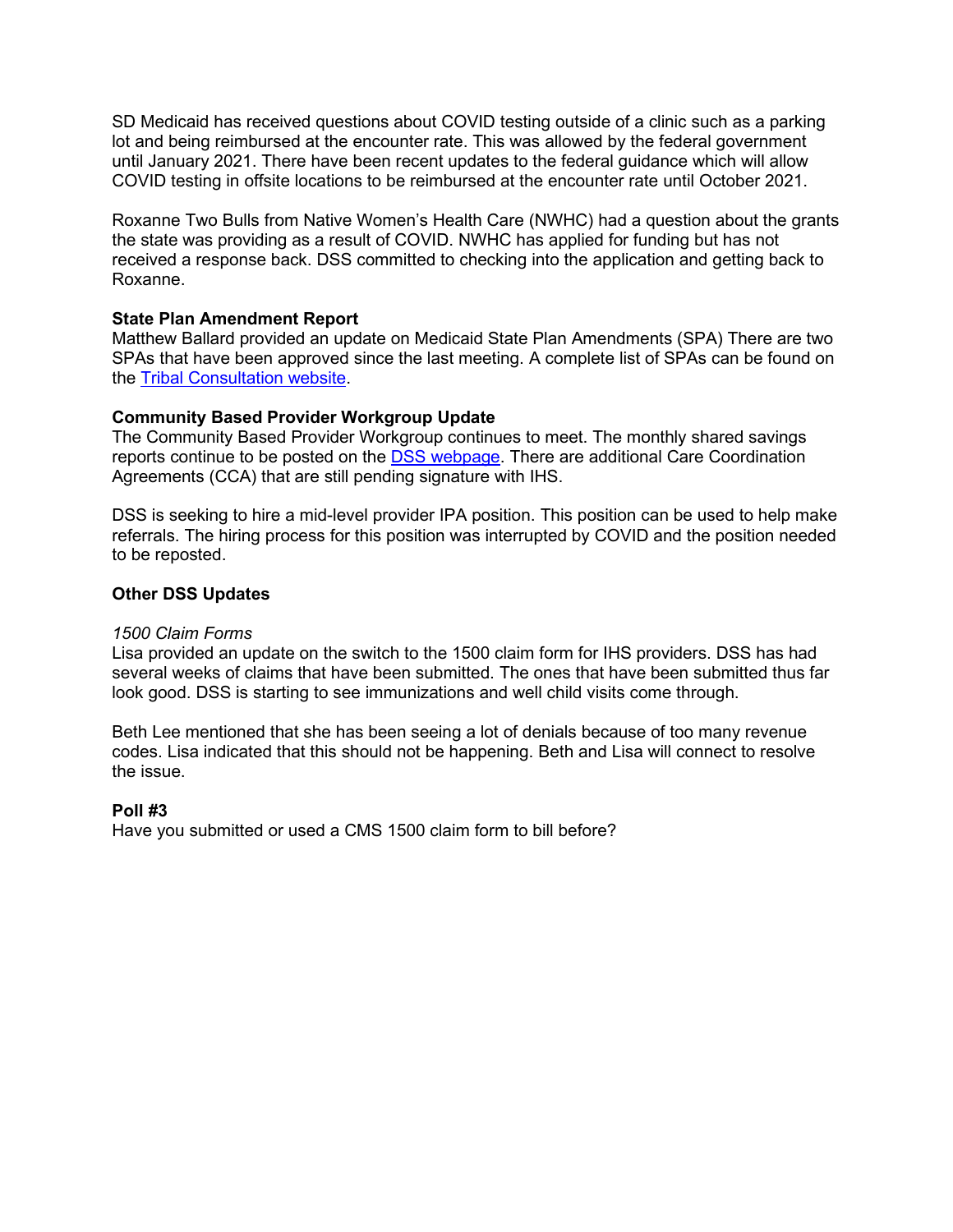SD Medicaid has received questions about COVID testing outside of a clinic such as a parking lot and being reimbursed at the encounter rate. This was allowed by the federal government until January 2021. There have been recent updates to the federal guidance which will allow COVID testing in offsite locations to be reimbursed at the encounter rate until October 2021.

Roxanne Two Bulls from Native Women's Health Care (NWHC) had a question about the grants the state was providing as a result of COVID. NWHC has applied for funding but has not received a response back. DSS committed to checking into the application and getting back to Roxanne.

**State Plan Amendment Report**
Matthew Ballard provided an update on Medicaid State Plan Amendments (SPA) There are two SPAs that have been approved since the last meeting. A complete list of SPAs can be found on the Tribal Consultation website.

**Community Based Provider Workgroup Update**
The Community Based Provider Workgroup continues to meet. The monthly shared savings reports continue to be posted on the DSS webpage. There are additional Care Coordination Agreements (CCA) that are still pending signature with IHS.

DSS is seeking to hire a mid-level provider IPA position. This position can be used to help make referrals. The hiring process for this position was interrupted by COVID and the position needed to be reposted.

**Other DSS Updates**

*1500 Claim Forms*
Lisa provided an update on the switch to the 1500 claim form for IHS providers. DSS has had several weeks of claims that have been submitted. The ones that have been submitted thus far look good. DSS is starting to see immunizations and well child visits come through.

Beth Lee mentioned that she has been seeing a lot of denials because of too many revenue codes. Lisa indicated that this should not be happening. Beth and Lisa will connect to resolve the issue.

**Poll #3**
Have you submitted or used a CMS 1500 claim form to bill before?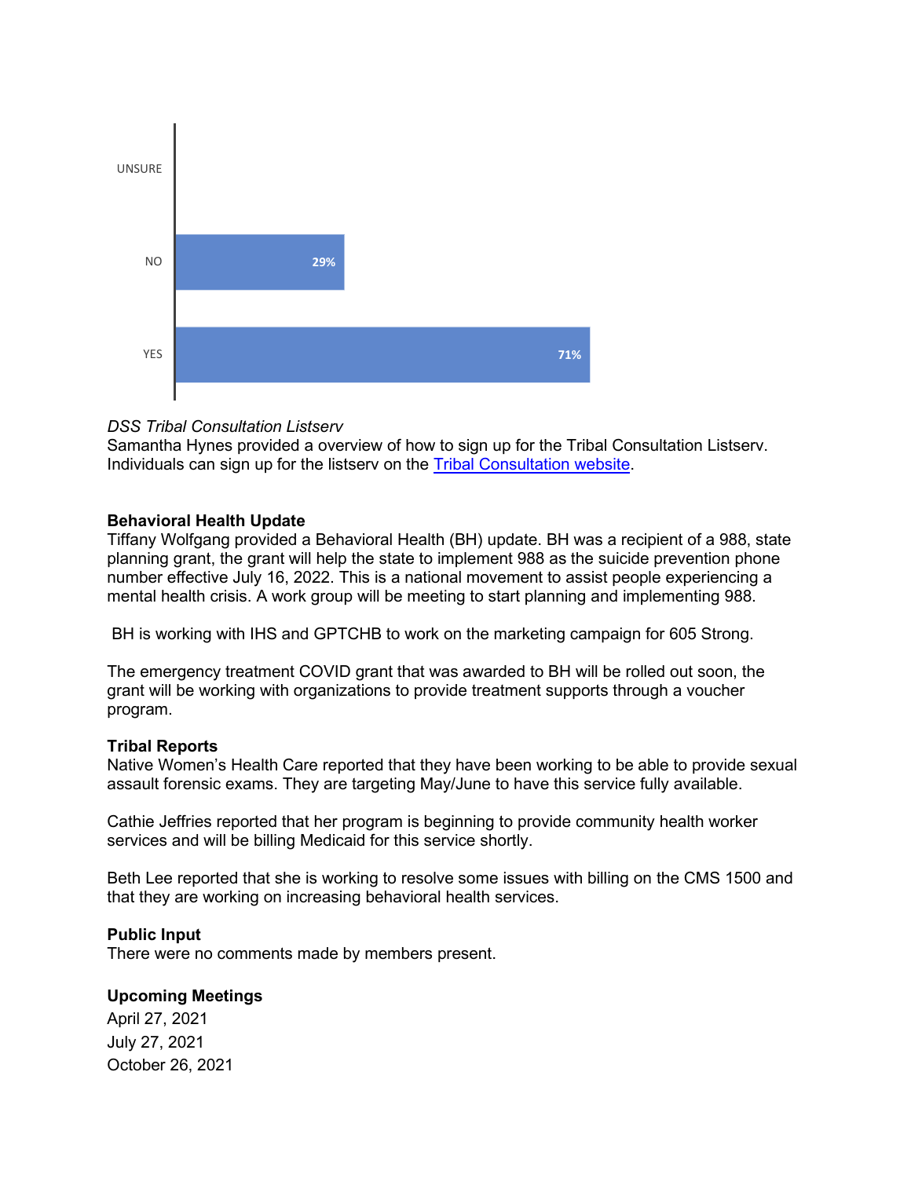UNSURE

NO 29%

YES 71%

*DSS Tribal Consultation Listserv*
Samantha Hynes provided a overview of how to sign up for the Tribal Consultation Listserv. Individuals can sign up for the listserv on the [Tribal Consultation website](Tribal Consultation website).

**Behavioral Health Update**
Tiffany Wolfgang provided a Behavioral Health (BH) update. BH was a recipient of a 988, state planning grant, the grant will help the state to implement 988 as the suicide prevention phone number effective July 16, 2022. This is a national movement to assist people experiencing a mental health crisis. A work group will be meeting to start planning and implementing 988.

BH is working with IHS and GPTCHB to work on the marketing campaign for 605 Strong.

The emergency treatment COVID grant that was awarded to BH will be rolled out soon, the grant will be working with organizations to provide treatment supports through a voucher program.

**Tribal Reports**
Native Women's Health Care reported that they have been working to be able to provide sexual assault forensic exams. They are targeting May/June to have this service fully available.

Cathie Jeffries reported that her program is beginning to provide community health worker services and will be billing Medicaid for this service shortly.

Beth Lee reported that she is working to resolve some issues with billing on the CMS 1500 and that they are working on increasing behavioral health services.

**Public Input**
There were no comments made by members present.

**Upcoming Meetings**
April 27, 2021
July 27, 2021
October 26, 2021